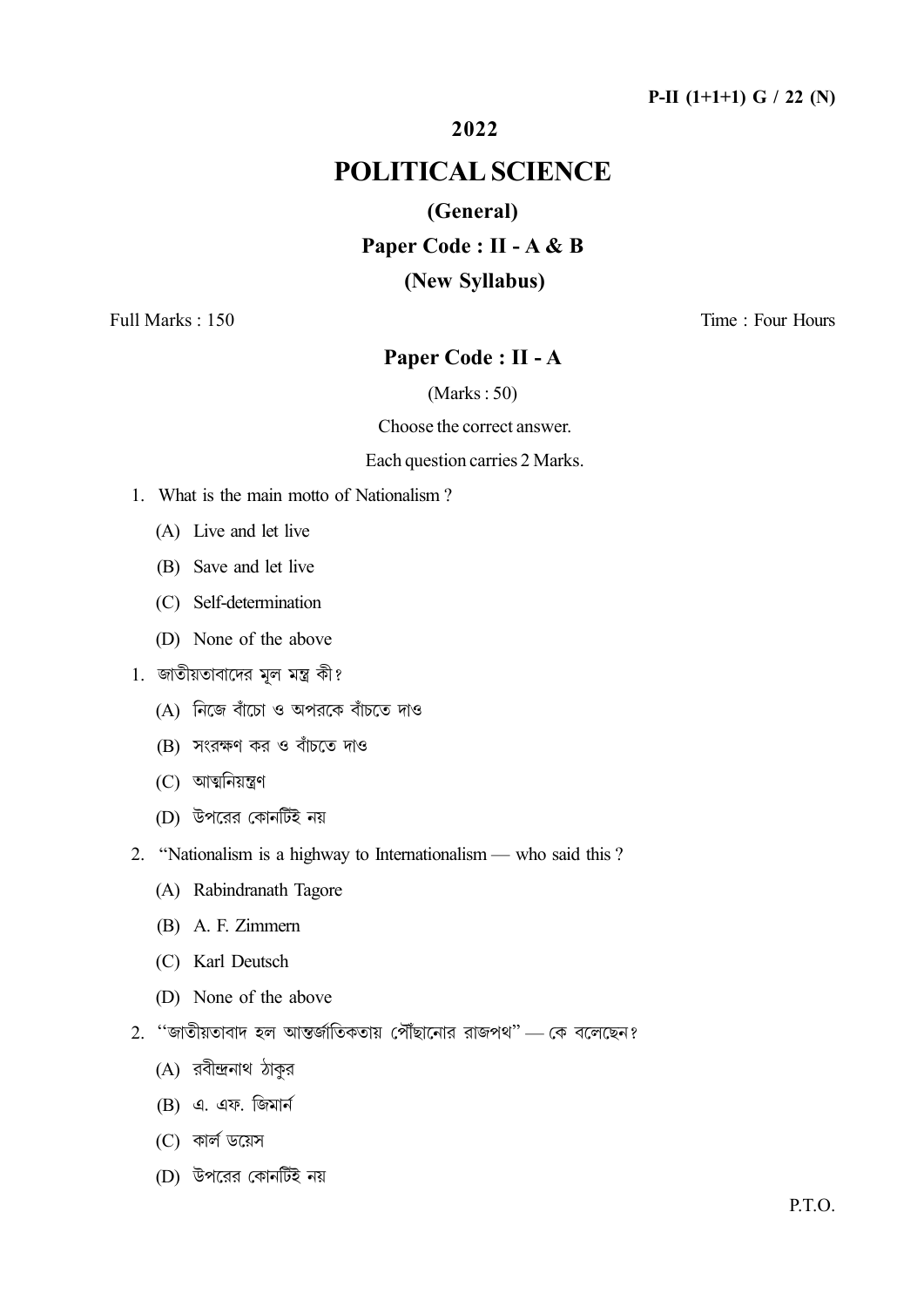P-II (1+1+1) G / 22 (N)

# 2022

# POLITICAL SCIENCE

## (General)

## Paper Code : II - A & B

## (New Syllabus)

Full Marks : 150 — Time : Four Hours

## Paper Code : II - A

(Marks : 50)

Choose the correct answer.

Each question carries 2 Marks.

1. What is the main motto of Nationalism ?
   - (A) Live and let live
   - (B) Save and let live
   - (C) Self-determination
   - (D) None of the above

1. জাতীয়তাবাদের মূল মন্ত্র কী?
   - (A) নিজে বাঁচো ও অপরকে বাঁচতে দাও
   - (B) সংরক্ষণ কর ও বাঁচতে দাও
   - (C) আত্মনিয়ন্ত্রণ
   - (D) উপরের কোনটিই নয়

2. "Nationalism is a highway to Internationalism — who said this ?
   - (A) Rabindranath Tagore
   - (B) A. F. Zimmern
   - (C) Karl Deutsch
   - (D) None of the above

2. "জাতীয়তাবাদ হল আন্তর্জাতিকতায় পৌঁছানোর রাজপথ" — কে বলেছেন?
   - (A) রবীন্দ্রনাথ ঠাকুর
   - (B) এ. এফ. জিমার্ন
   - (C) কার্ল ডয়েস
   - (D) উপরের কোনটিই নয়

P.T.O.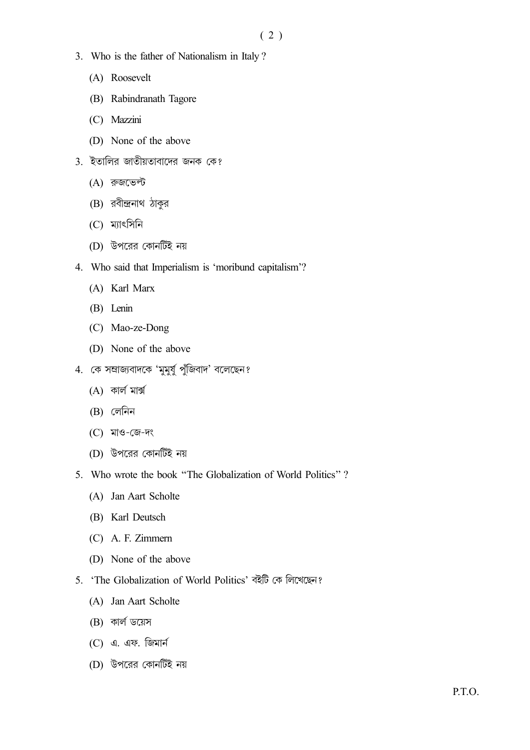3. Who is the father of Nationalism in Italy ?

   (A) Roosevelt

   (B) Rabindranath Tagore

   (C) Mazzini

   (D) None of the above

3. ইতালির জাতীয়তাবাদের জনক কে?

   (A) রুজভেল্ট

   (B) রবীন্দ্রনাথ ঠাকুর

   (C) ম্যাৎসিনি

   (D) উপরের কোনটিই নয়

4. Who said that Imperialism is 'moribund capitalism'?

   (A) Karl Marx

   (B) Lenin

   (C) Mao-ze-Dong

   (D) None of the above

4. কে সম্রাজ্যবাদকে 'মুমুর্ষু পুঁজিবাদ' বলেছেন?

   (A) কার্ল মার্ক্স

   (B) লেনিন

   (C) মাও-জে-দং

   (D) উপরের কোনটিই নয়

5. Who wrote the book "The Globalization of World Politics" ?

   (A) Jan Aart Scholte

   (B) Karl Deutsch

   (C) A. F. Zimmern

   (D) None of the above

5. 'The Globalization of World Politics' বইটি কে লিখেছেন?

   (A) Jan Aart Scholte

   (B) কার্ল ডয়েস

   (C) এ. এফ. জিমার্ন

   (D) উপরের কোনটিই নয়

P.T.O.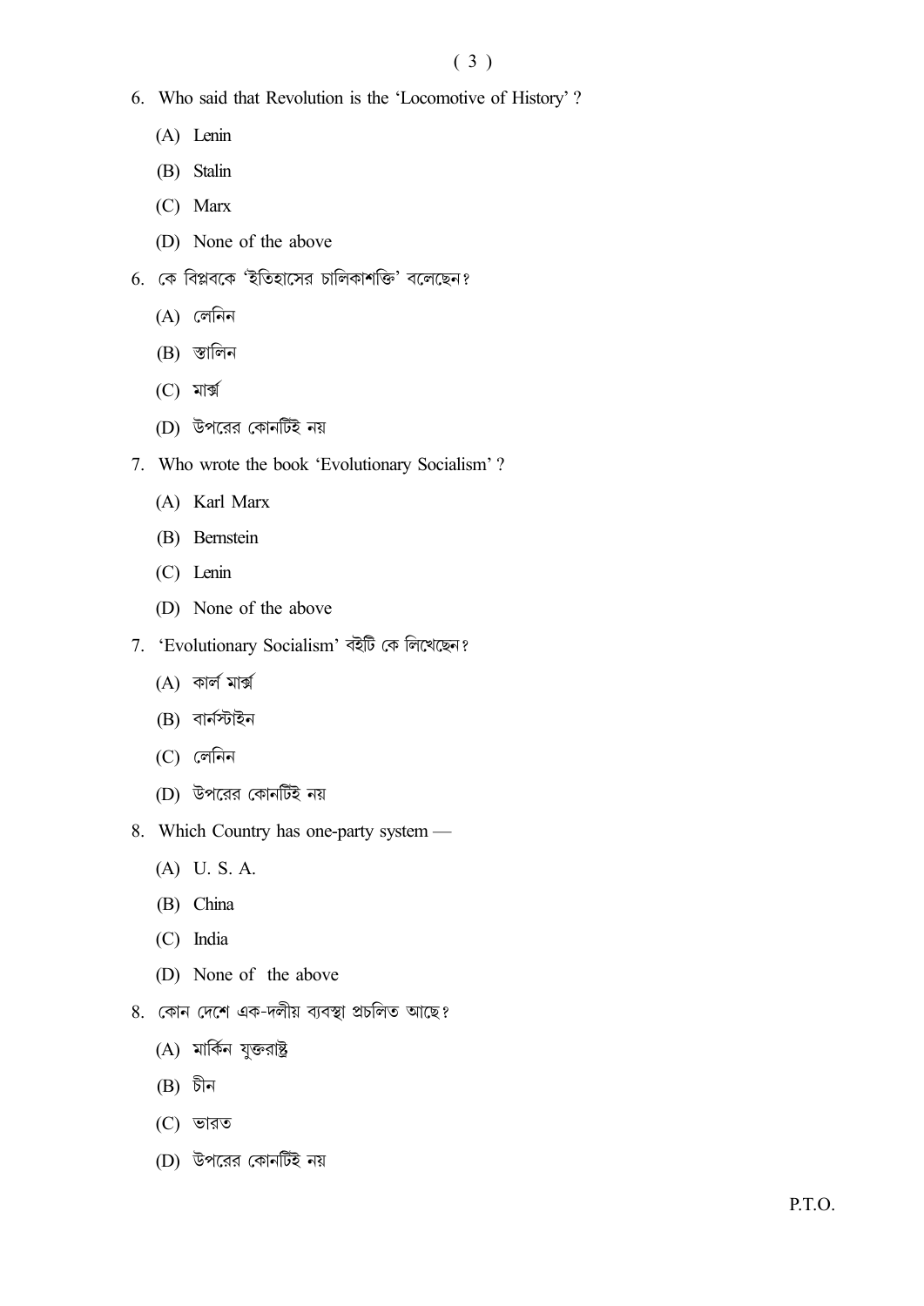6. Who said that Revolution is the 'Locomotive of History' ?

   (A) Lenin

   (B) Stalin

   (C) Marx

   (D) None of the above

6. কে বিপ্লবকে 'ইতিহাসের চালিকাশক্তি' বলেছেন?

   (A) লেনিন

   (B) স্তালিন

   (C) মার্ক্স

   (D) উপরের কোনটিই নয়

7. Who wrote the book 'Evolutionary Socialism' ?

   (A) Karl Marx

   (B) Bernstein

   (C) Lenin

   (D) None of the above

7. 'Evolutionary Socialism' বইটি কে লিখেছেন?

   (A) কার্ল মার্ক্স

   (B) বার্নস্টাইন

   (C) লেনিন

   (D) উপরের কোনটিই নয়

8. Which Country has one-party system —

   (A) U. S. A.

   (B) China

   (C) India

   (D) None of the above

8. কোন দেশে এক-দলীয় ব্যবস্থা প্রচলিত আছে?

   (A) মার্কিন যুক্তরাষ্ট্র

   (B) চীন

   (C) ভারত

   (D) উপরের কোনটিই নয়

P.T.O.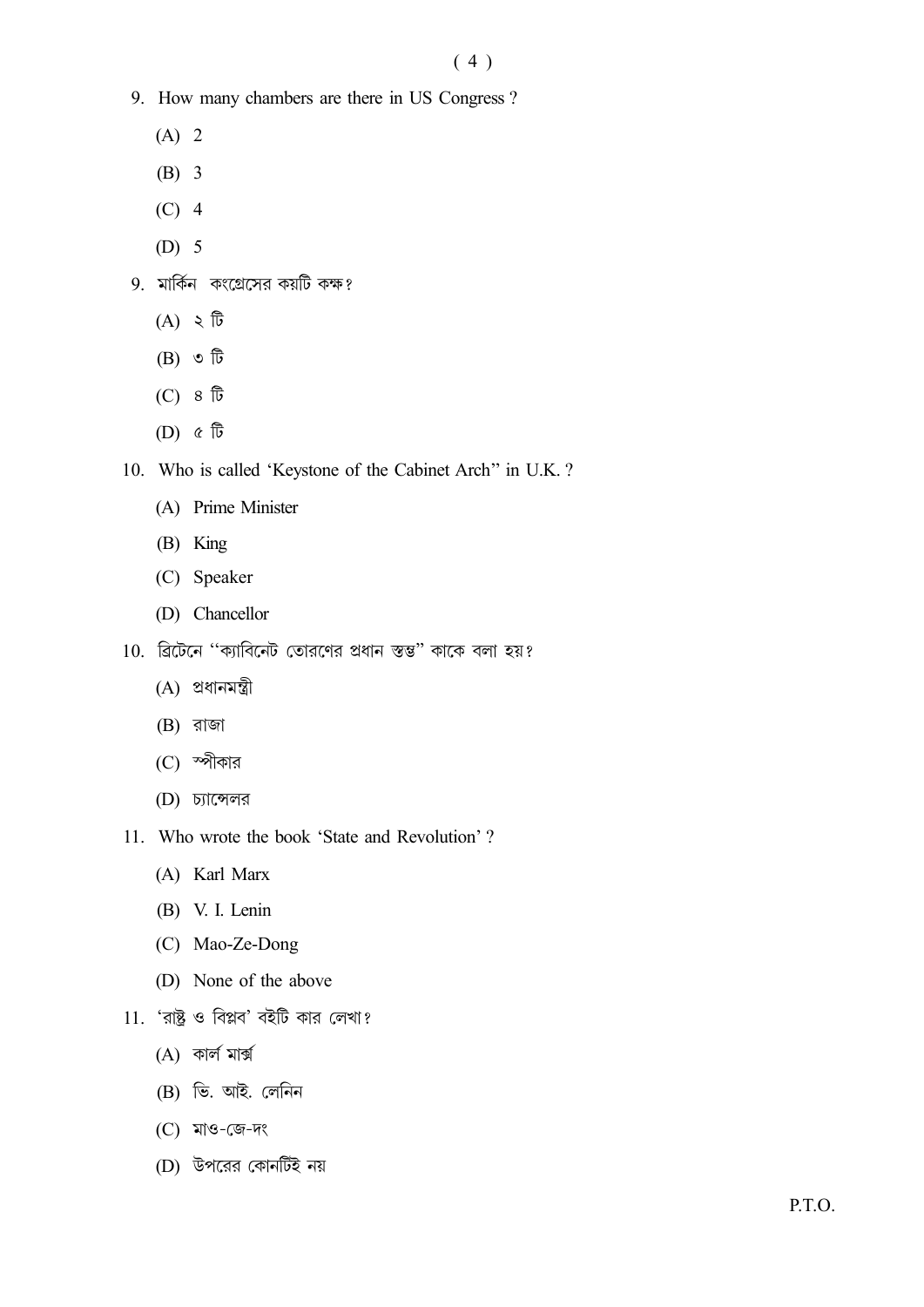9. How many chambers are there in US Congress ?

   (A) 2

   (B) 3

   (C) 4

   (D) 5

9. মার্কিন কংগ্রেসের কয়টি কক্ষ?

   (A) ২ টি

   (B) ৩ টি

   (C) ৪ টি

   (D) ৫ টি

10. Who is called 'Keystone of the Cabinet Arch'' in U.K. ?

    (A) Prime Minister

    (B) King

    (C) Speaker

    (D) Chancellor

10. ব্রিটেনে ''ক্যাবিনেট তোরণের প্রধান স্তম্ভ'' কাকে বলা হয়?

    (A) প্রধানমন্ত্রী

    (B) রাজা

    (C) স্পীকার

    (D) চ্যান্সেলর

11. Who wrote the book 'State and Revolution' ?

    (A) Karl Marx

    (B) V. I. Lenin

    (C) Mao-Ze-Dong

    (D) None of the above

11. 'রাষ্ট্র ও বিপ্লব' বইটি কার লেখা?

    (A) কার্ল মার্ক্স

    (B) ভি. আই. লেনিন

    (C) মাও-জে-দং

    (D) উপরের কোনটিই নয়

P.T.O.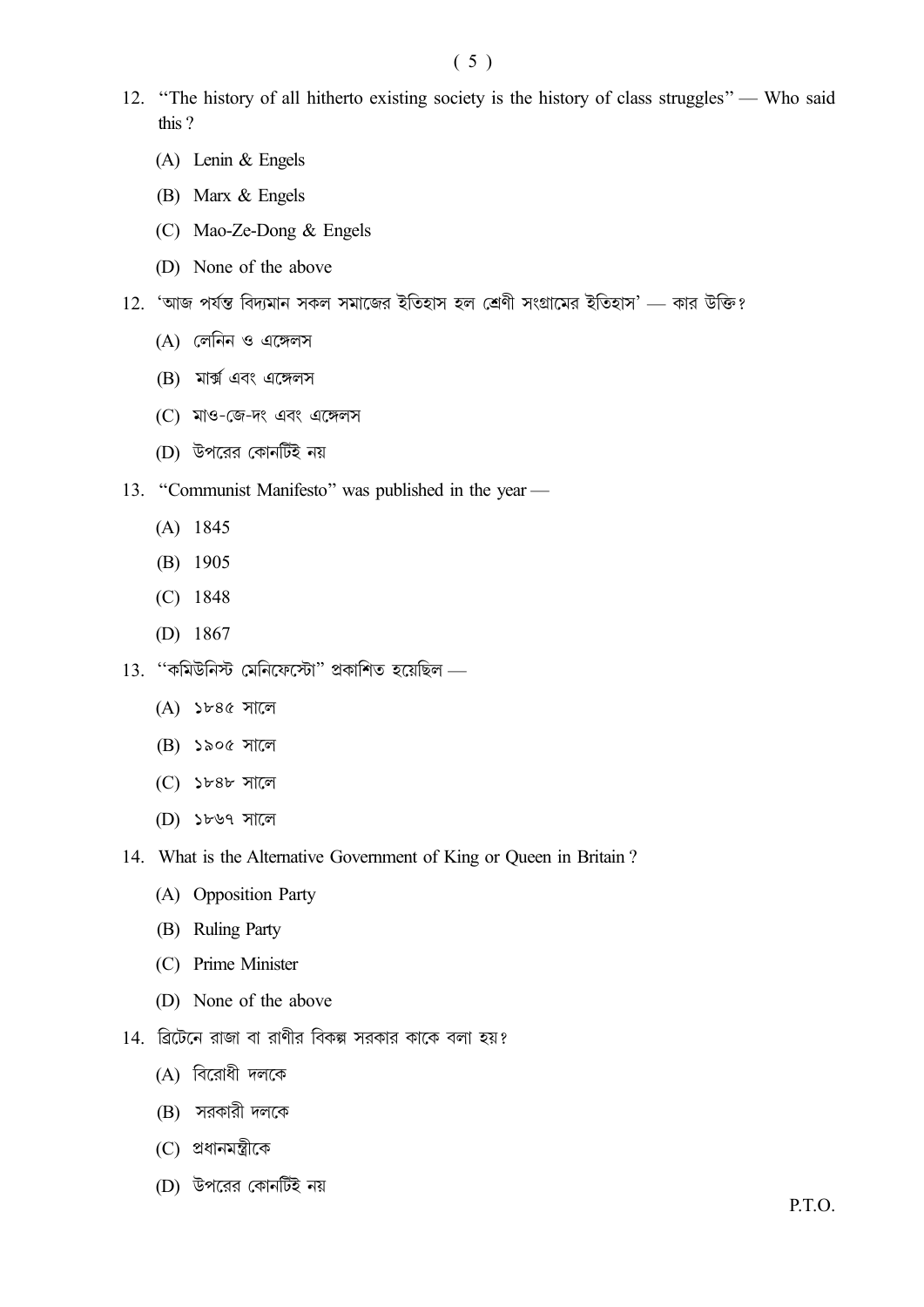12. "The history of all hitherto existing society is the history of class struggles" — Who said this ?

   (A) Lenin & Engels

   (B) Marx & Engels

   (C) Mao-Ze-Dong & Engels

   (D) None of the above

12. 'আজ পর্যন্ত বিদ্যমান সকল সমাজের ইতিহাস হল শ্রেণী সংগ্রামের ইতিহাস' — কার উক্তি?

   (A) লেনিন ও এঙ্গেলস

   (B) মার্ক্স এবং এঙ্গেলস

   (C) মাও-জে-দং এবং এঙ্গেলস

   (D) উপরের কোনটিই নয়

13. "Communist Manifesto" was published in the year —

   (A) 1845

   (B) 1905

   (C) 1848

   (D) 1867

13. "কমিউনিস্ট মেনিফেস্টো" প্রকাশিত হয়েছিল —

   (A) ১৮৪৫ সালে

   (B) ১৯০৫ সালে

   (C) ১৮৪৮ সালে

   (D) ১৮৬৭ সালে

14. What is the Alternative Government of King or Queen in Britain ?

   (A) Opposition Party

   (B) Ruling Party

   (C) Prime Minister

   (D) None of the above

14. ব্রিটেনে রাজা বা রাণীর বিকল্প সরকার কাকে বলা হয়?

   (A) বিরোধী দলকে

   (B) সরকারী দলকে

   (C) প্রধানমন্ত্রীকে

   (D) উপরের কোনটিই নয়

P.T.O.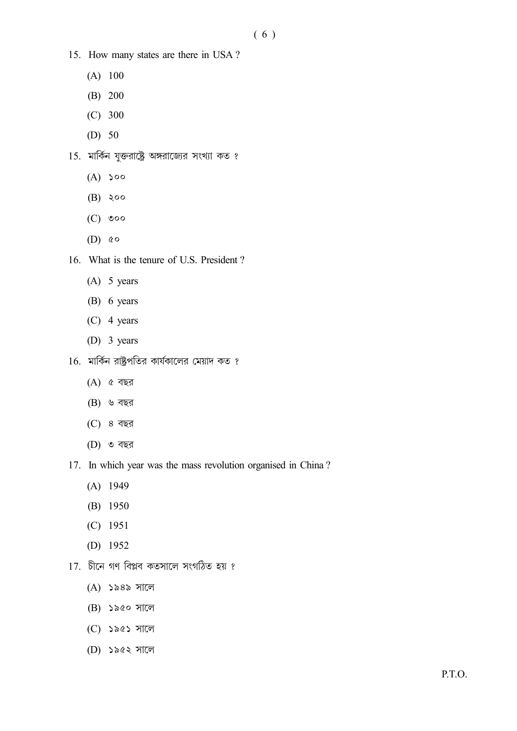15. How many states are there in USA ?

    (A) 100

    (B) 200

    (C) 300

    (D) 50

15. মার্কিন যুক্তরাষ্ট্রে অঙ্গরাজ্যের সংখ্যা কত ?

    (A) ১০০

    (B) ২০০

    (C) ৩০০

    (D) ৫০

16. What is the tenure of U.S. President ?

    (A) 5 years

    (B) 6 years

    (C) 4 years

    (D) 3 years

16. মার্কিন রাষ্ট্রপতির কার্যকালের মেয়াদ কত ?

    (A) ৫ বছর

    (B) ৬ বছর

    (C) ৪ বছর

    (D) ৩ বছর

17. In which year was the mass revolution organised in China ?

    (A) 1949

    (B) 1950

    (C) 1951

    (D) 1952

17. চীনে গণ বিপ্লব কতসালে সংগঠিত হয় ?

    (A) ১৯৪৯ সালে

    (B) ১৯৫০ সালে

    (C) ১৯৫১ সালে

    (D) ১৯৫২ সালে

P.T.O.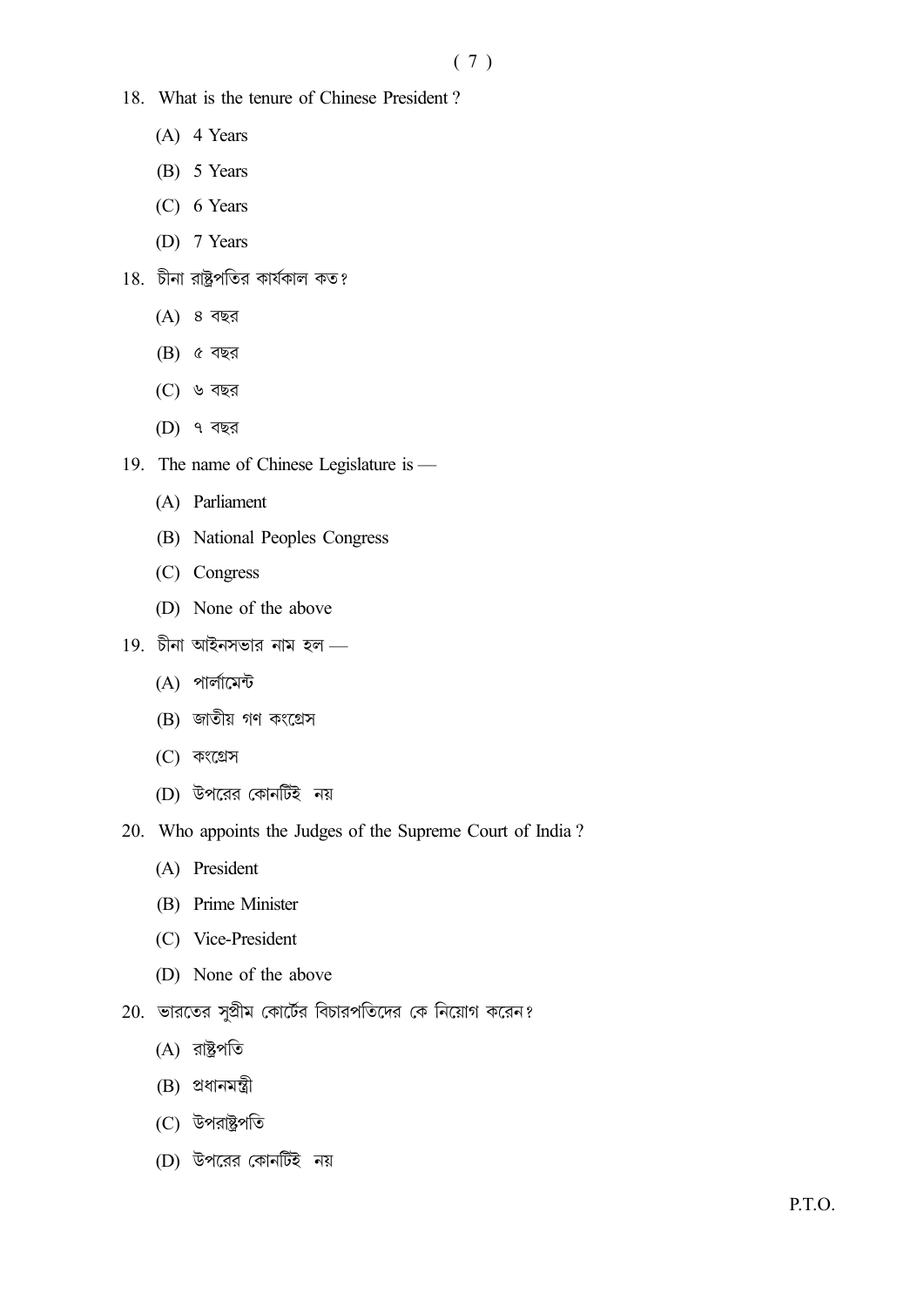18. What is the tenure of Chinese President ?

    (A) 4 Years

    (B) 5 Years

    (C) 6 Years

    (D) 7 Years

18. চীনা রাষ্ট্রপতির কার্যকাল কত?

    (A) ৪ বছর

    (B) ৫ বছর

    (C) ৬ বছর

    (D) ৭ বছর

19. The name of Chinese Legislature is —

    (A) Parliament

    (B) National Peoples Congress

    (C) Congress

    (D) None of the above

19. চীনা আইনসভার নাম হল —

    (A) পার্লামেন্ট

    (B) জাতীয় গণ কংগ্রেস

    (C) কংগ্রেস

    (D) উপরের কোনটিই নয়

20. Who appoints the Judges of the Supreme Court of India ?

    (A) President

    (B) Prime Minister

    (C) Vice-President

    (D) None of the above

20. ভারতের সুপ্রীম কোর্টের বিচারপতিদের কে নিয়োগ করেন?

    (A) রাষ্ট্রপতি

    (B) প্রধানমন্ত্রী

    (C) উপরাষ্ট্রপতি

    (D) উপরের কোনটিই নয়

P.T.O.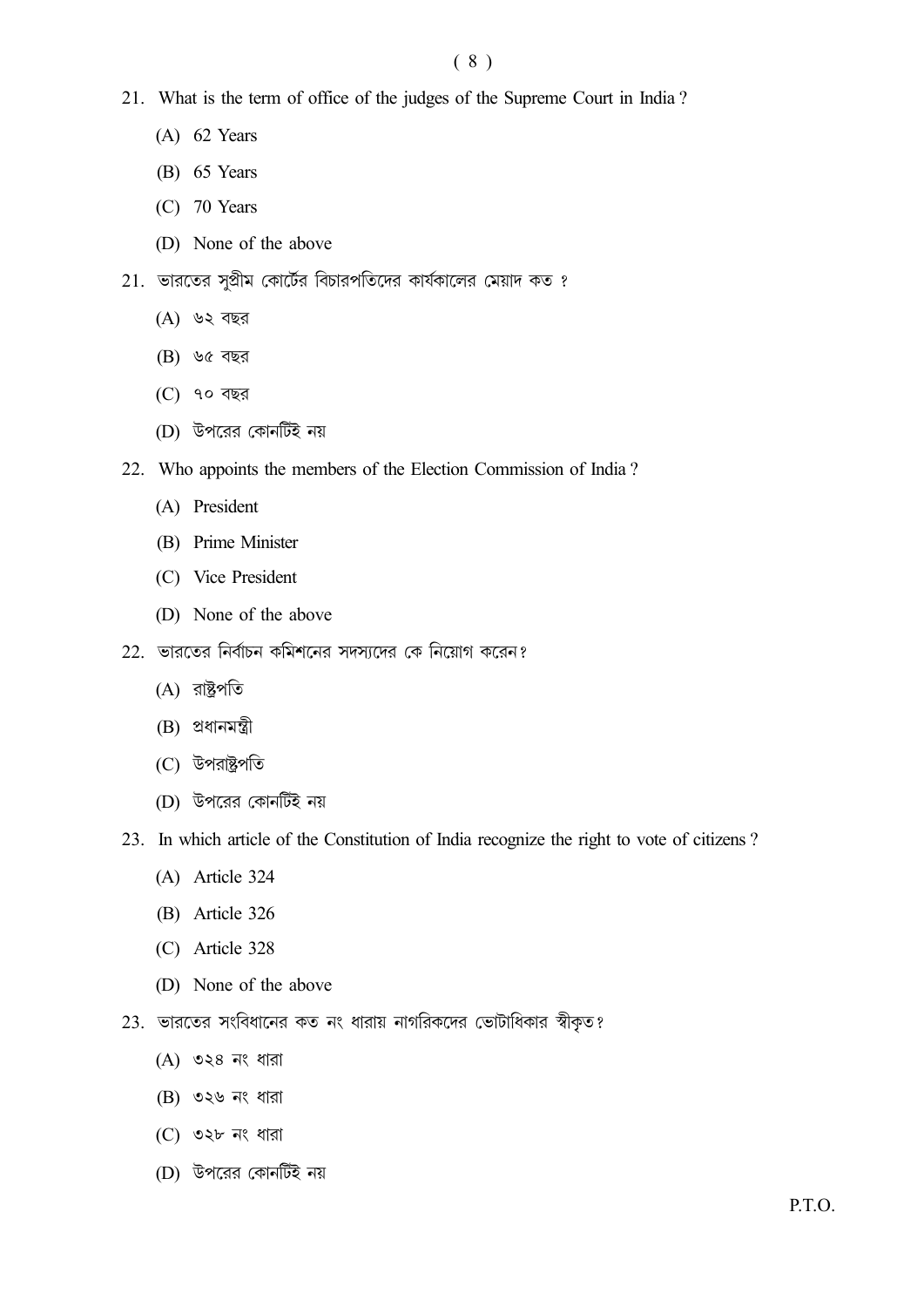21. What is the term of office of the judges of the Supreme Court in India ?

    (A) 62 Years

    (B) 65 Years

    (C) 70 Years

    (D) None of the above

21. ভারতের সুপ্রীম কোর্টের বিচারপতিদের কার্যকালের মেয়াদ কত ?

    (A) ৬২ বছর

    (B) ৬৫ বছর

    (C) ৭০ বছর

    (D) উপরের কোনটিই নয়

22. Who appoints the members of the Election Commission of India ?

    (A) President

    (B) Prime Minister

    (C) Vice President

    (D) None of the above

22. ভারতের নির্বাচন কমিশনের সদস্যদের কে নিয়োগ করেন?

    (A) রাষ্ট্রপতি

    (B) প্রধানমন্ত্রী

    (C) উপরাষ্ট্রপতি

    (D) উপরের কোনটিই নয়

23. In which article of the Constitution of India recognize the right to vote of citizens ?

    (A) Article 324

    (B) Article 326

    (C) Article 328

    (D) None of the above

23. ভারতের সংবিধানের কত নং ধারায় নাগরিকদের ভোটাধিকার স্বীকৃত?

    (A) ৩২৪ নং ধারা

    (B) ৩২৬ নং ধারা

    (C) ৩২৮ নং ধারা

    (D) উপরের কোনটিই নয়

P.T.O.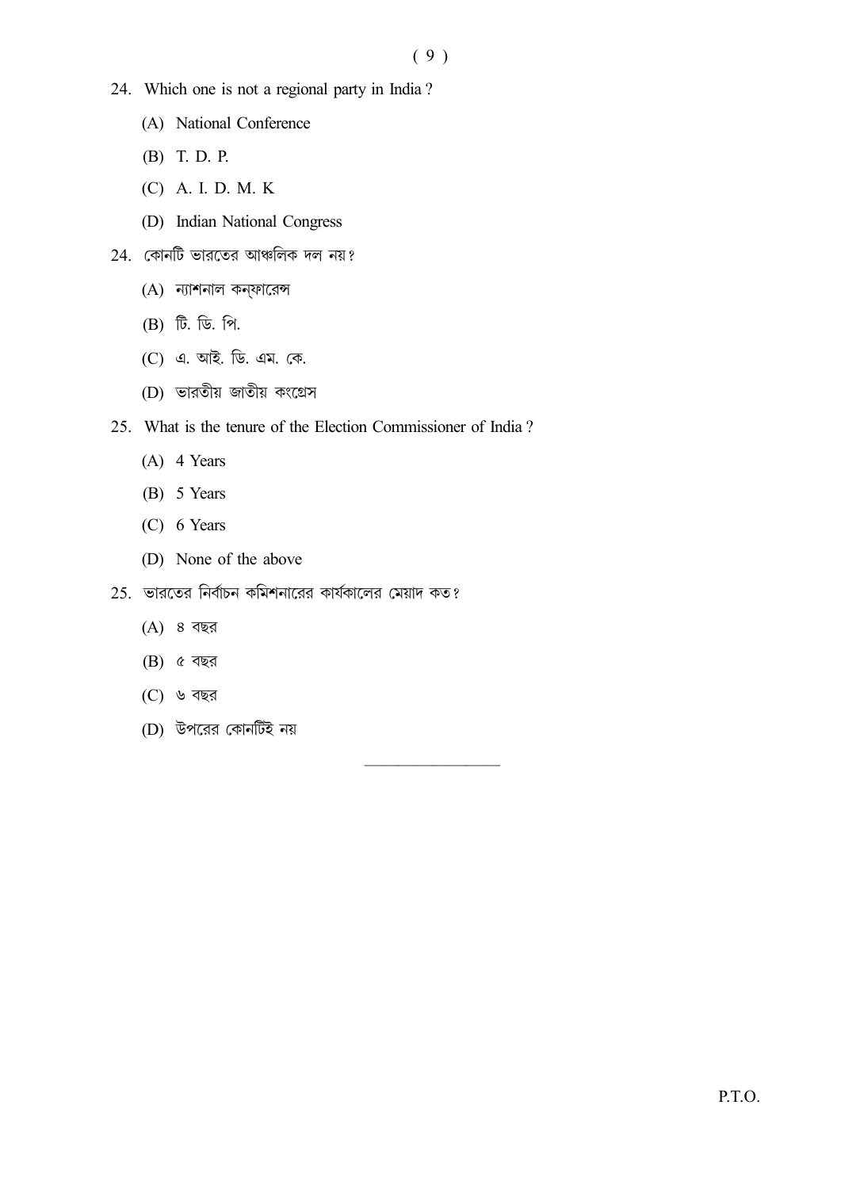24. Which one is not a regional party in India ?

    (A) National Conference

    (B) T. D. P.

    (C) A. I. D. M. K

    (D) Indian National Congress

24. কোনটি ভারতের আঞ্চলিক দল নয়?

    (A) ন্যাশনাল কন্‌ফারেন্স

    (B) টি. ডি. পি.

    (C) এ. আই. ডি. এম. কে.

    (D) ভারতীয় জাতীয় কংগ্রেস

25. What is the tenure of the Election Commissioner of India ?

    (A) 4 Years

    (B) 5 Years

    (C) 6 Years

    (D) None of the above

25. ভারতের নির্বাচন কমিশনারের কার্যকালের মেয়াদ কত?

    (A) ৪ বছর

    (B) ৫ বছর

    (C) ৬ বছর

    (D) উপরের কোনটিই নয়

---

P.T.O.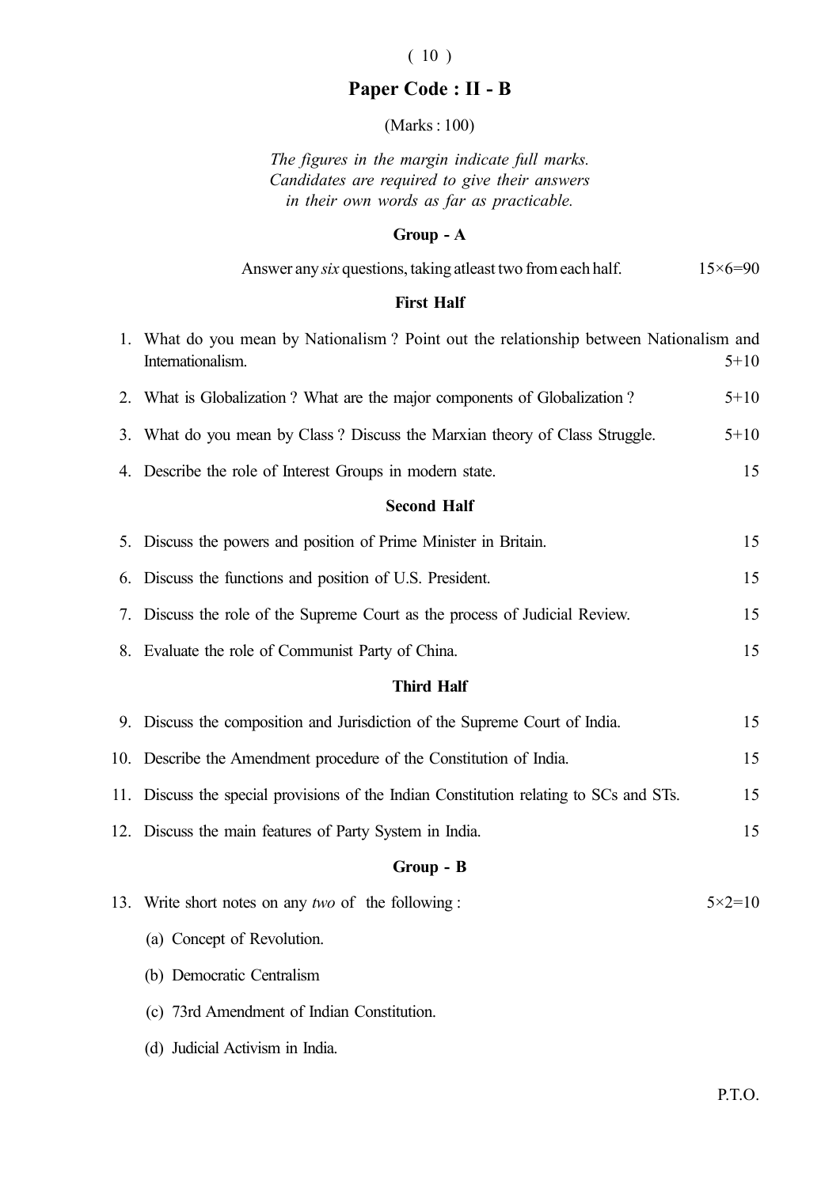## Paper Code : II - B

(Marks : 100)

*The figures in the margin indicate full marks. Candidates are required to give their answers in their own words as far as practicable.*

### Group - A

Answer any *six* questions, taking atleast two from each half. 15×6=90

#### First Half

1. What do you mean by Nationalism ? Point out the relationship between Nationalism and Internationalism. 5+10

2. What is Globalization ? What are the major components of Globalization ? 5+10

3. What do you mean by Class ? Discuss the Marxian theory of Class Struggle. 5+10

4. Describe the role of Interest Groups in modern state. 15

#### Second Half

5. Discuss the powers and position of Prime Minister in Britain. 15

6. Discuss the functions and position of U.S. President. 15

7. Discuss the role of the Supreme Court as the process of Judicial Review. 15

8. Evaluate the role of Communist Party of China. 15

#### Third Half

9. Discuss the composition and Jurisdiction of the Supreme Court of India. 15

10. Describe the Amendment procedure of the Constitution of India. 15

11. Discuss the special provisions of the Indian Constitution relating to SCs and STs. 15

12. Discuss the main features of Party System in India. 15

### Group - B

13. Write short notes on any *two* of the following : 5×2=10

    (a) Concept of Revolution.

    (b) Democratic Centralism

    (c) 73rd Amendment of Indian Constitution.

    (d) Judicial Activism in India.

P.T.O.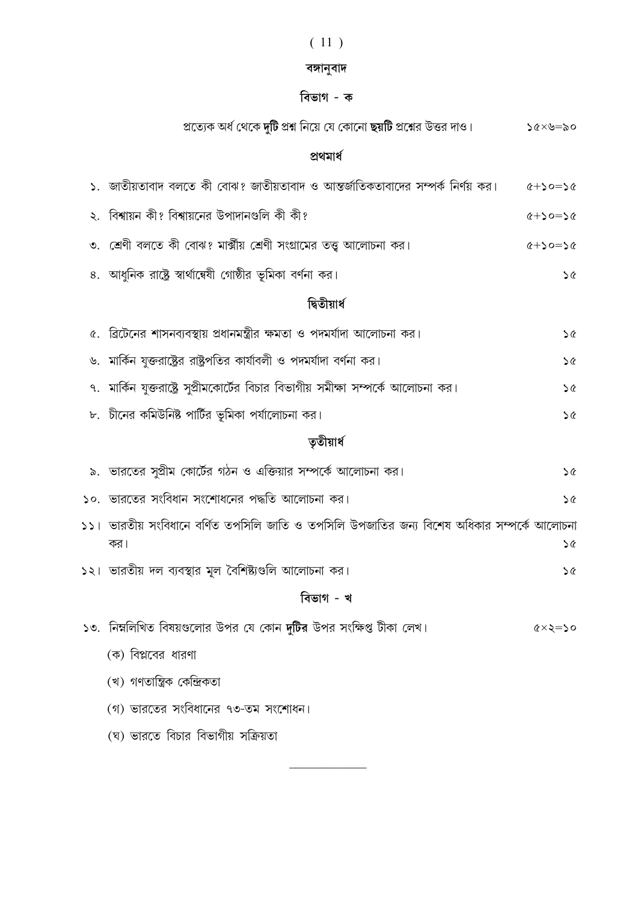## বঙ্গানুবাদ

### বিভাগ - ক

প্রত্যেক অর্ধ থেকে **দুটি** প্রশ্ন নিয়ে যে কোনো **ছয়টি** প্রশ্নের উত্তর দাও। ১৫×৬=৯০

### প্রথমার্ধ

১. জাতীয়তাবাদ বলতে কী বোঝ? জাতীয়তাবাদ ও আন্তর্জাতিকতাবাদের সম্পর্ক নির্ণয় কর। ৫+১০=১৫

২. বিশ্বায়ন কী? বিশ্বায়নের উপাদানগুলি কী কী? ৫+১০=১৫

৩. শ্রেণী বলতে কী বোঝ? মার্ক্সীয় শ্রেণী সংগ্রামের তত্ত্ব আলোচনা কর। ৫+১০=১৫

৪. আধুনিক রাষ্ট্রে স্বার্থান্বেষী গোষ্ঠীর ভূমিকা বর্ণনা কর। ১৫

### দ্বিতীয়ার্ধ

৫. ব্রিটেনের শাসনব্যবস্থায় প্রধানমন্ত্রীর ক্ষমতা ও পদমর্যাদা আলোচনা কর। ১৫

৬. মার্কিন যুক্তরাষ্ট্রের রাষ্ট্রপতির কার্যাবলী ও পদমর্যাদা বর্ণনা কর। ১৫

৭. মার্কিন যুক্তরাষ্ট্রে সুপ্রীমকোর্টের বিচার বিভাগীয় সমীক্ষা সম্পর্কে আলোচনা কর। ১৫

৮. চীনের কমিউনিষ্ট পার্টির ভূমিকা পর্যালোচনা কর। ১৫

### তৃতীয়ার্ধ

৯. ভারতের সুপ্রীম কোর্টের গঠন ও এক্তিয়ার সম্পর্কে আলোচনা কর। ১৫

১০. ভারতের সংবিধান সংশোধনের পদ্ধতি আলোচনা কর। ১৫

১১। ভারতীয় সংবিধানে বর্ণিত তপসিলি জাতি ও তপসিলি উপজাতির জন্য বিশেষ অধিকার সম্পর্কে আলোচনা কর। ১৫

১২। ভারতীয় দল ব্যবস্থার মূল বৈশিষ্ট্যগুলি আলোচনা কর। ১৫

### বিভাগ - খ

১৩. নিম্নলিখিত বিষয়গুলোর উপর যে কোন **দুটির** উপর সংক্ষিপ্ত টীকা লেখ। ৫×২=১০

(ক) বিপ্লবের ধারণা

(খ) গণতান্ত্রিক কেন্দ্রিকতা

(গ) ভারতের সংবিধানের ৭৩-তম সংশোধন।

(ঘ) ভারতে বিচার বিভাগীয় সক্রিয়তা